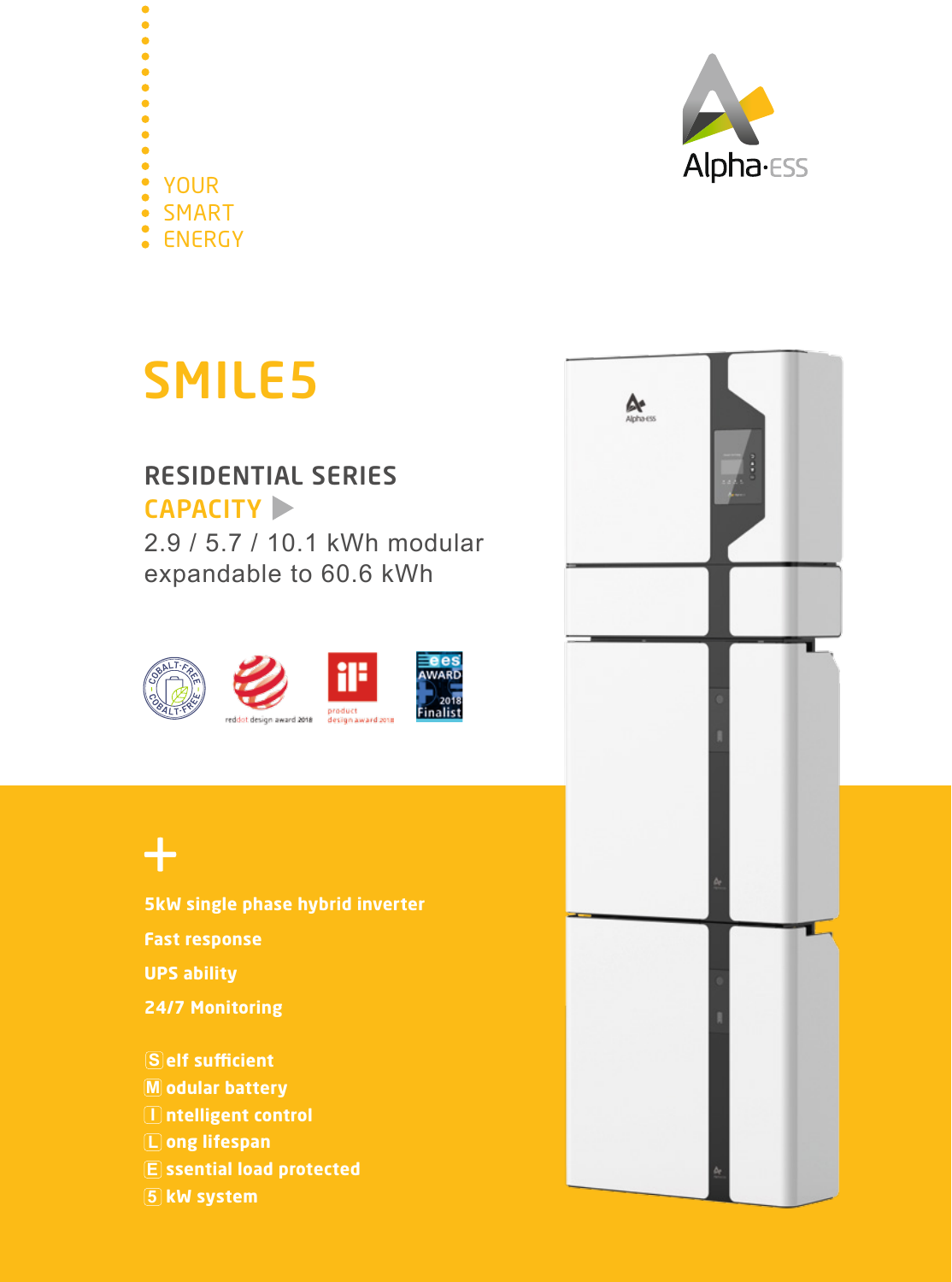YOUR
SMART
ENERGY

Alpha·ESS

# SMILE5

## RESIDENTIAL SERIES

## CAPACITY

2.9 / 5.7 / 10.1 kWh modular
expandable to 60.6 kWh

COBALT-FREE

reddot design award 2018

product design award 2018

ees AWARD 2018 Finalist

+

**5kW single phase hybrid inverter**

**Fast response**

**UPS ability**

**24/7 Monitoring**

**S elf sufficient**
**M odular battery**
**I ntelligent control**
**L ong lifespan**
**E ssential load protected**
**5 kW system**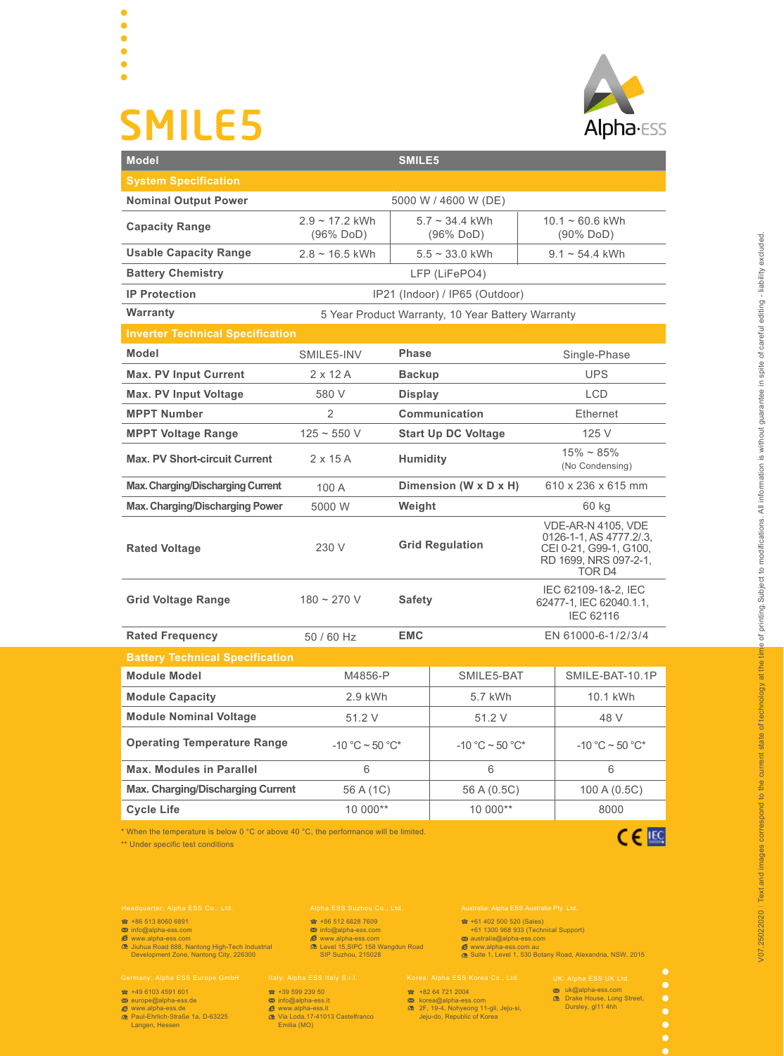# SMILE5

Alpha·ESS

| Model | SMILE5 | | |
|---|---|---|---|
| **System Specification** | | | |
| Nominal Output Power | 5000 W / 4600 W (DE) | | |
| Capacity Range | 2.9 ~ 17.2 kWh (96% DoD) | 5.7 ~ 34.4 kWh (96% DoD) | 10.1 ~ 60.6 kWh (90% DoD) |
| Usable Capacity Range | 2.8 ~ 16.5 kWh | 5.5 ~ 33.0 kWh | 9.1 ~ 54.4 kWh |
| Battery Chemistry | LFP (LiFePO4) | | |
| IP Protection | IP21 (Indoor) / IP65 (Outdoor) | | |
| Warranty | 5 Year Product Warranty, 10 Year Battery Warranty | | |

**Inverter Technical Specification**

| Model | SMILE5-INV | Phase | Single-Phase |
|---|---|---|---|
| Max. PV Input Current | 2 x 12 A | Backup | UPS |
| Max. PV Input Voltage | 580 V | Display | LCD |
| MPPT Number | 2 | Communication | Ethernet |
| MPPT Voltage Range | 125 ~ 550 V | Start Up DC Voltage | 125 V |
| Max. PV Short-circuit Current | 2 x 15 A | Humidity | 15% ~ 85% (No Condensing) |
| Max. Charging/Discharging Current | 100 A | Dimension (W x D x H) | 610 x 236 x 615 mm |
| Max. Charging/Discharging Power | 5000 W | Weight | 60 kg |
| Rated Voltage | 230 V | Grid Regulation | VDE-AR-N 4105, VDE 0126-1-1, AS 4777.2/.3, CEI 0-21, G99-1, G100, RD 1699, NRS 097-2-1, TOR D4 |
| Grid Voltage Range | 180 ~ 270 V | Safety | IEC 62109-1&-2, IEC 62477-1, IEC 62040.1.1, IEC 62116 |
| Rated Frequency | 50 / 60 Hz | EMC | EN 61000-6-1/2/3/4 |

**Battery Technical Specification**

| Module Model | M4856-P | SMILE5-BAT | SMILE-BAT-10.1P |
|---|---|---|---|
| Module Capacity | 2.9 kWh | 5.7 kWh | 10.1 kWh |
| Module Nominal Voltage | 51.2 V | 51.2 V | 48 V |
| Operating Temperature Range | -10 °C ~ 50 °C* | -10 °C ~ 50 °C* | -10 °C ~ 50 °C* |
| Max. Modules in Parallel | 6 | 6 | 6 |
| Max. Charging/Discharging Current | 56 A (1C) | 56 A (0.5C) | 100 A (0.5C) |
| Cycle Life | 10 000** | 10 000** | 8000 |

\* When the temperature is below 0 °C or above 40 °C, the performance will be limited.

\** Under specific test conditions

Headquarter: Alpha ESS Co., Ltd.
+86 513 8060 6891
info@alpha-ess.com
www.alpha-ess.com
Jiuhua Road 888, Nantong High-Tech Industrial Development Zone, Nantong City, 226300

Alpha ESS Suzhou Co., Ltd.
+86 512 6828 7609
info@alpha-ess.com
www.alpha-ess.com
Level 15,SIPC 158 Wangdun Road SIP Suzhou, 215028

Australia: Alpha ESS Australia Pty. Ltd.
+61 402 500 520 (Sales)
+61 1300 968 933 (Technical Support)
australia@alpha-ess.com
www.alpha-ess.com.au
Suite 1, Level 1, 530 Botany Road, Alexandria, NSW, 2015

Germany: Alpha ESS Europe GmbH
+49 6103 4591 601
europe@alpha-ess.de
www.alpha-ess.de
Paul-Ehrlich-Straße 1a, D-63225 Langen, Hessen

Italy: Alpha ESS Italy S.r.l.
+39 599 239 50
info@alpha-ess.it
www.alpha-ess.it
Via Loda,17-41013 Castelfranco Emilia (MO)

Korea: Alpha ESS Korea Co., Ltd.
+82 64 721 2004
korea@alpha-ess.com
2F, 19-4, Nohyeong 11-gil, Jeju-si, Jeju-do, Republic of Korea

UK: Alpha ESS UK Ltd.
uk@alpha-ess.com
Drake House, Long Street, Dursley, gl11 4hh

V07.25022020 Text and images correspond to the current state of technology at the time of printing.Subject to modifications. All information is without guarantee in spite of careful editing - liability excluded.